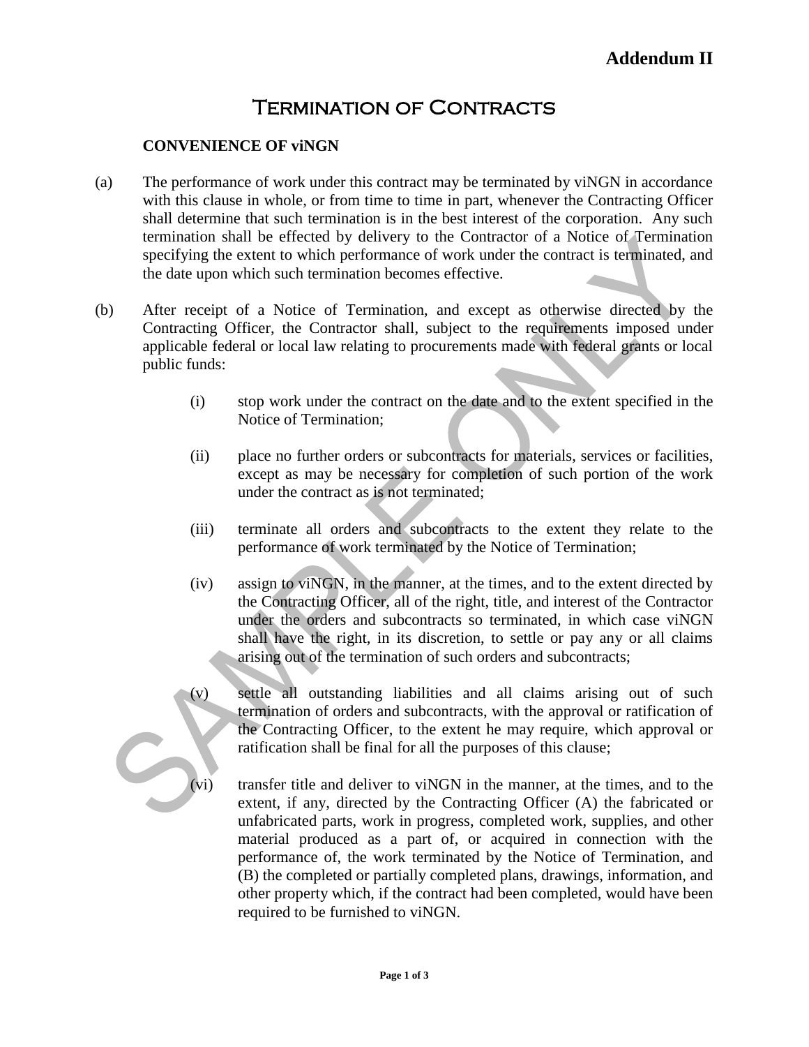**Addendum II**

# Termination of Contracts

**CONVENIENCE OF viNGN**

(a) The performance of work under this contract may be terminated by viNGN in accordance with this clause in whole, or from time to time in part, whenever the Contracting Officer shall determine that such termination is in the best interest of the corporation. Any such termination shall be effected by delivery to the Contractor of a Notice of Termination specifying the extent to which performance of work under the contract is terminated, and the date upon which such termination becomes effective.

(b) After receipt of a Notice of Termination, and except as otherwise directed by the Contracting Officer, the Contractor shall, subject to the requirements imposed under applicable federal or local law relating to procurements made with federal grants or local public funds:

(i) stop work under the contract on the date and to the extent specified in the Notice of Termination;

(ii) place no further orders or subcontracts for materials, services or facilities, except as may be necessary for completion of such portion of the work under the contract as is not terminated;

(iii) terminate all orders and subcontracts to the extent they relate to the performance of work terminated by the Notice of Termination;

(iv) assign to viNGN, in the manner, at the times, and to the extent directed by the Contracting Officer, all of the right, title, and interest of the Contractor under the orders and subcontracts so terminated, in which case viNGN shall have the right, in its discretion, to settle or pay any or all claims arising out of the termination of such orders and subcontracts;

(v) settle all outstanding liabilities and all claims arising out of such termination of orders and subcontracts, with the approval or ratification of the Contracting Officer, to the extent he may require, which approval or ratification shall be final for all the purposes of this clause;

(vi) transfer title and deliver to viNGN in the manner, at the times, and to the extent, if any, directed by the Contracting Officer (A) the fabricated or unfabricated parts, work in progress, completed work, supplies, and other material produced as a part of, or acquired in connection with the performance of, the work terminated by the Notice of Termination, and (B) the completed or partially completed plans, drawings, information, and other property which, if the contract had been completed, would have been required to be furnished to viNGN.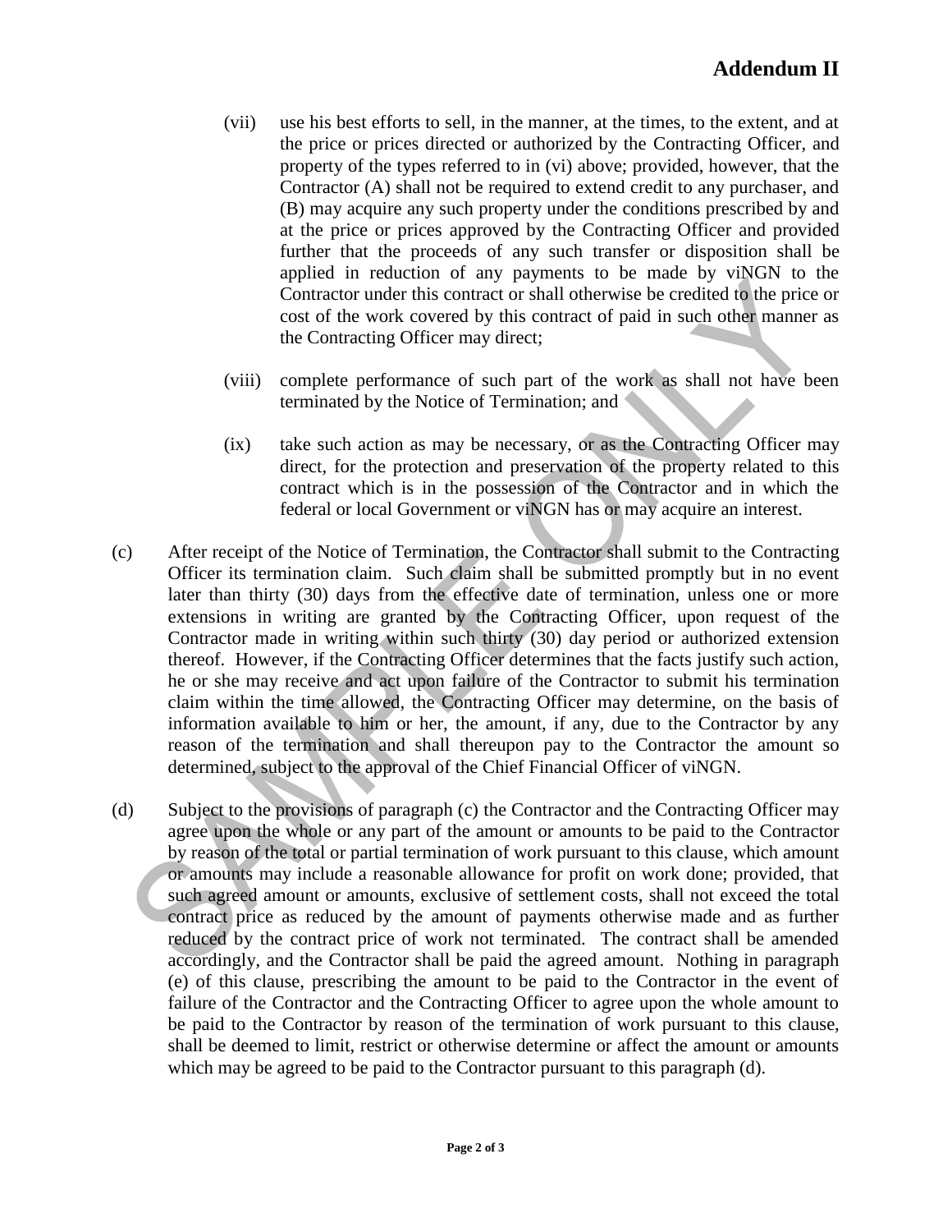(vii) use his best efforts to sell, in the manner, at the times, to the extent, and at the price or prices directed or authorized by the Contracting Officer, and property of the types referred to in (vi) above; provided, however, that the Contractor (A) shall not be required to extend credit to any purchaser, and (B) may acquire any such property under the conditions prescribed by and at the price or prices approved by the Contracting Officer and provided further that the proceeds of any such transfer or disposition shall be applied in reduction of any payments to be made by viNGN to the Contractor under this contract or shall otherwise be credited to the price or cost of the work covered by this contract of paid in such other manner as the Contracting Officer may direct;

(viii) complete performance of such part of the work as shall not have been terminated by the Notice of Termination; and

(ix) take such action as may be necessary, or as the Contracting Officer may direct, for the protection and preservation of the property related to this contract which is in the possession of the Contractor and in which the federal or local Government or viNGN has or may acquire an interest.

(c) After receipt of the Notice of Termination, the Contractor shall submit to the Contracting Officer its termination claim. Such claim shall be submitted promptly but in no event later than thirty (30) days from the effective date of termination, unless one or more extensions in writing are granted by the Contracting Officer, upon request of the Contractor made in writing within such thirty (30) day period or authorized extension thereof. However, if the Contracting Officer determines that the facts justify such action, he or she may receive and act upon failure of the Contractor to submit his termination claim within the time allowed, the Contracting Officer may determine, on the basis of information available to him or her, the amount, if any, due to the Contractor by any reason of the termination and shall thereupon pay to the Contractor the amount so determined, subject to the approval of the Chief Financial Officer of viNGN.

(d) Subject to the provisions of paragraph (c) the Contractor and the Contracting Officer may agree upon the whole or any part of the amount or amounts to be paid to the Contractor by reason of the total or partial termination of work pursuant to this clause, which amount or amounts may include a reasonable allowance for profit on work done; provided, that such agreed amount or amounts, exclusive of settlement costs, shall not exceed the total contract price as reduced by the amount of payments otherwise made and as further reduced by the contract price of work not terminated. The contract shall be amended accordingly, and the Contractor shall be paid the agreed amount. Nothing in paragraph (e) of this clause, prescribing the amount to be paid to the Contractor in the event of failure of the Contractor and the Contracting Officer to agree upon the whole amount to be paid to the Contractor by reason of the termination of work pursuant to this clause, shall be deemed to limit, restrict or otherwise determine or affect the amount or amounts which may be agreed to be paid to the Contractor pursuant to this paragraph (d).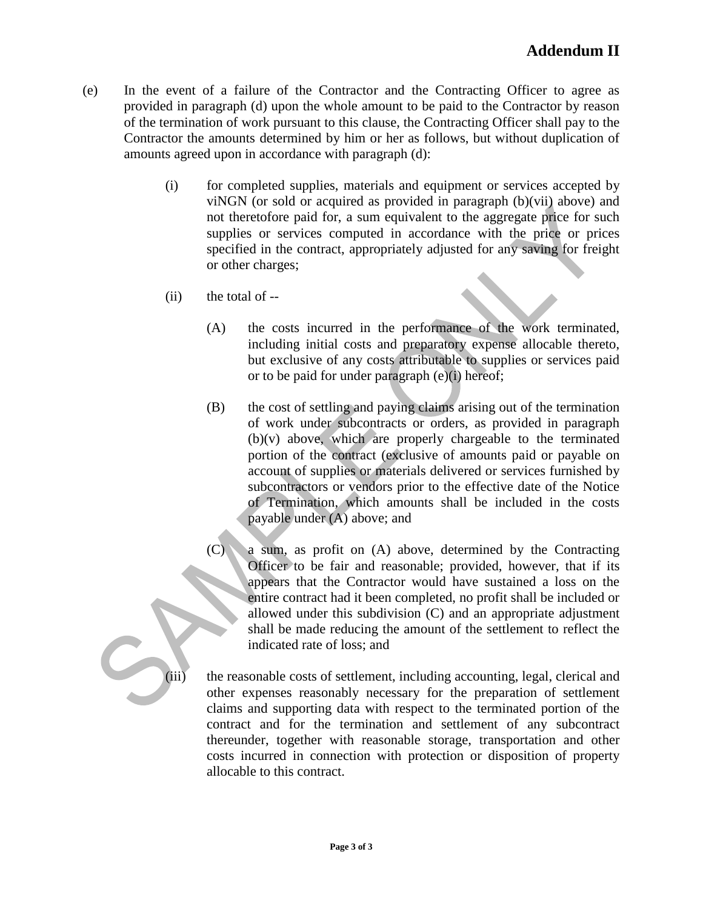**Addendum II**

(e) In the event of a failure of the Contractor and the Contracting Officer to agree as provided in paragraph (d) upon the whole amount to be paid to the Contractor by reason of the termination of work pursuant to this clause, the Contracting Officer shall pay to the Contractor the amounts determined by him or her as follows, but without duplication of amounts agreed upon in accordance with paragraph (d):

(i) for completed supplies, materials and equipment or services accepted by viNGN (or sold or acquired as provided in paragraph (b)(vii) above) and not theretofore paid for, a sum equivalent to the aggregate price for such supplies or services computed in accordance with the price or prices specified in the contract, appropriately adjusted for any saving for freight or other charges;

(ii) the total of --

(A) the costs incurred in the performance of the work terminated, including initial costs and preparatory expense allocable thereto, but exclusive of any costs attributable to supplies or services paid or to be paid for under paragraph (e)(i) hereof;

(B) the cost of settling and paying claims arising out of the termination of work under subcontracts or orders, as provided in paragraph (b)(v) above, which are properly chargeable to the terminated portion of the contract (exclusive of amounts paid or payable on account of supplies or materials delivered or services furnished by subcontractors or vendors prior to the effective date of the Notice of Termination, which amounts shall be included in the costs payable under (A) above; and

(C) a sum, as profit on (A) above, determined by the Contracting Officer to be fair and reasonable; provided, however, that if its appears that the Contractor would have sustained a loss on the entire contract had it been completed, no profit shall be included or allowed under this subdivision (C) and an appropriate adjustment shall be made reducing the amount of the settlement to reflect the indicated rate of loss; and

(iii) the reasonable costs of settlement, including accounting, legal, clerical and other expenses reasonably necessary for the preparation of settlement claims and supporting data with respect to the terminated portion of the contract and for the termination and settlement of any subcontract thereunder, together with reasonable storage, transportation and other costs incurred in connection with protection or disposition of property allocable to this contract.